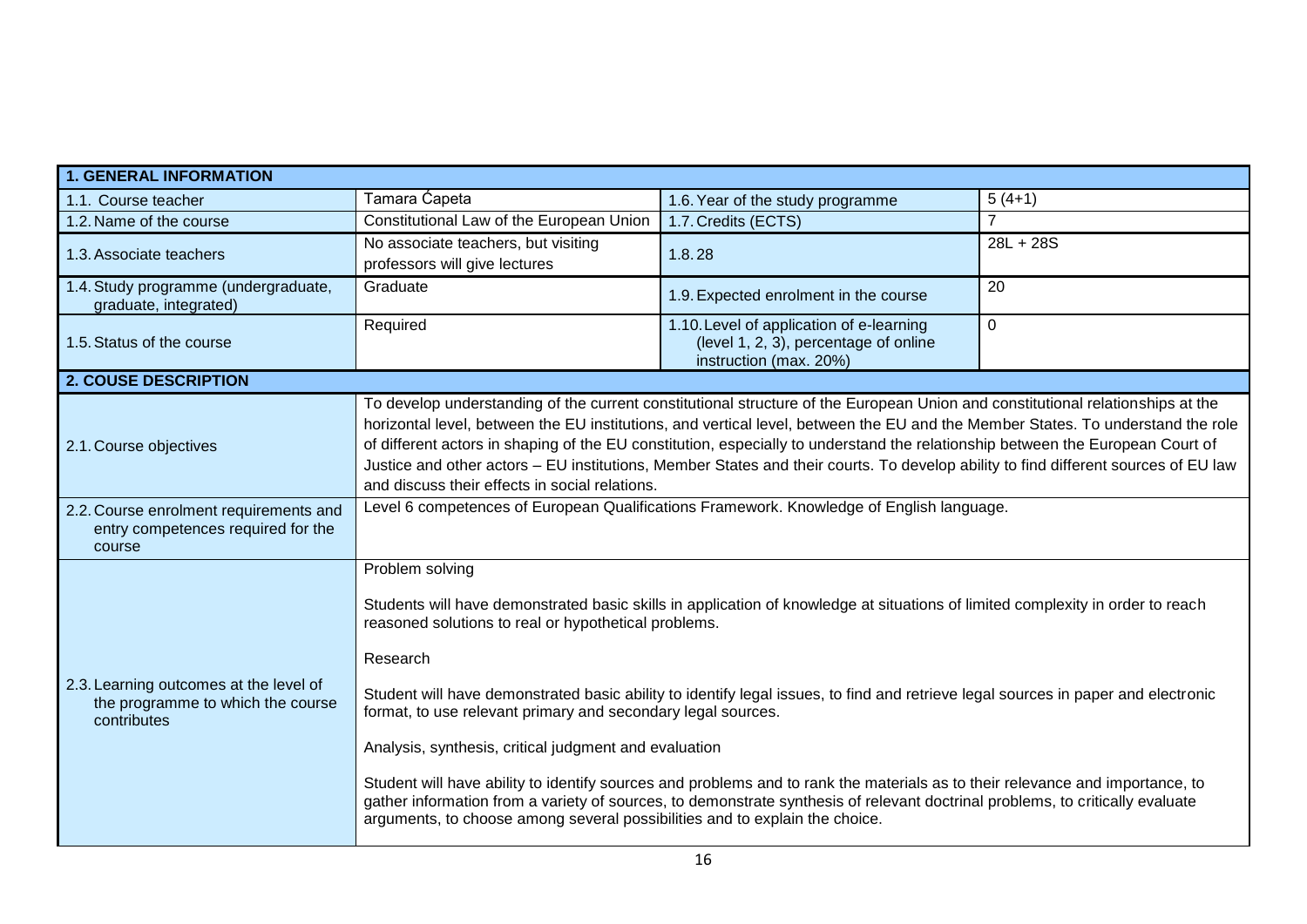| 1. GENERAL INFORMATION | | | |
|---|---|---|---|
| 1.1. Course teacher | Tamara Ćapeta | 1.6. Year of the study programme | 5 (4+1) |
| 1.2. Name of the course | Constitutional Law of the European Union | 1.7. Credits (ECTS) | 7 |
| 1.3. Associate teachers | No associate teachers, but visiting professors will give lectures | 1.8. 28 | 28L + 28S |
| 1.4. Study programme (undergraduate, graduate, integrated) | Graduate | 1.9. Expected enrolment in the course | 20 |
| 1.5. Status of the course | Required | 1.10. Level of application of e-learning (level 1, 2, 3), percentage of online instruction (max. 20%) | 0 |

| 2. COUSE DESCRIPTION | |
|---|---|
| 2.1. Course objectives | To develop understanding of the current constitutional structure of the European Union and constitutional relationships at the horizontal level, between the EU institutions, and vertical level, between the EU and the Member States. To understand the role of different actors in shaping of the EU constitution, especially to understand the relationship between the European Court of Justice and other actors – EU institutions, Member States and their courts. To develop ability to find different sources of EU law and discuss their effects in social relations. |
| 2.2. Course enrolment requirements and entry competences required for the course | Level 6 competences of European Qualifications Framework. Knowledge of English language. |
| 2.3. Learning outcomes at the level of the programme to which the course contributes | Problem solving<br><br>Students will have demonstrated basic skills in application of knowledge at situations of limited complexity in order to reach reasoned solutions to real or hypothetical problems.<br><br>Research<br><br>Student will have demonstrated basic ability to identify legal issues, to find and retrieve legal sources in paper and electronic format, to use relevant primary and secondary legal sources.<br><br>Analysis, synthesis, critical judgment and evaluation<br><br>Student will have ability to identify sources and problems and to rank the materials as to their relevance and importance, to gather information from a variety of sources, to demonstrate synthesis of relevant doctrinal problems, to critically evaluate arguments, to choose among several possibilities and to explain the choice. |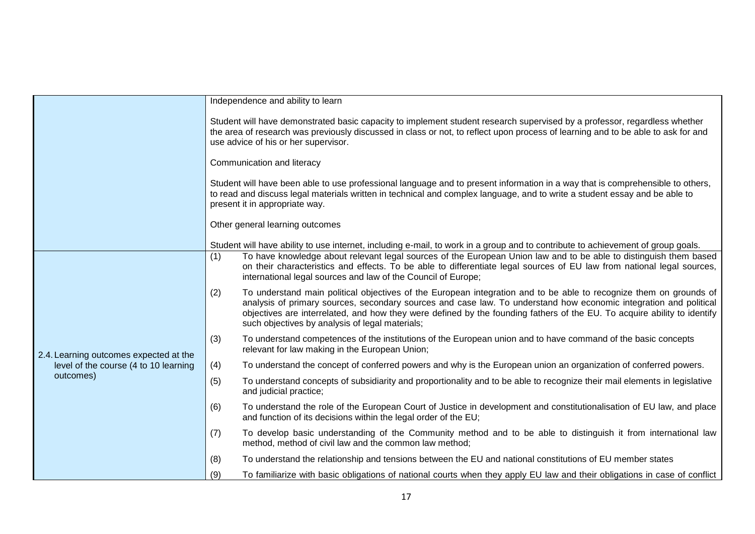| | |
|---|---|
| | Independence and ability to learn<br><br>Student will have demonstrated basic capacity to implement student research supervised by a professor, regardless whether the area of research was previously discussed in class or not, to reflect upon process of learning and to be able to ask for and use advice of his or her supervisor.<br><br>Communication and literacy<br><br>Student will have been able to use professional language and to present information in a way that is comprehensible to others, to read and discuss legal materials written in technical and complex language, and to write a student essay and be able to present it in appropriate way.<br><br>Other general learning outcomes<br><br>Student will have ability to use internet, including e-mail, to work in a group and to contribute to achievement of group goals. |
| 2.4. Learning outcomes expected at the level of the course (4 to 10 learning outcomes) | (1) To have knowledge about relevant legal sources of the European Union law and to be able to distinguish them based on their characteristics and effects. To be able to differentiate legal sources of EU law from national legal sources, international legal sources and law of the Council of Europe;<br><br>(2) To understand main political objectives of the European integration and to be able to recognize them on grounds of analysis of primary sources, secondary sources and case law. To understand how economic integration and political objectives are interrelated, and how they were defined by the founding fathers of the EU. To acquire ability to identify such objectives by analysis of legal materials;<br><br>(3) To understand competences of the institutions of the European union and to have command of the basic concepts relevant for law making in the European Union;<br><br>(4) To understand the concept of conferred powers and why is the European union an organization of conferred powers.<br><br>(5) To understand concepts of subsidiarity and proportionality and to be able to recognize their mail elements in legislative and judicial practice;<br><br>(6) To understand the role of the European Court of Justice in development and constitutionalisation of EU law, and place and function of its decisions within the legal order of the EU;<br><br>(7) To develop basic understanding of the Community method and to be able to distinguish it from international law method, method of civil law and the common law method;<br><br>(8) To understand the relationship and tensions between the EU and national constitutions of EU member states<br><br>(9) To familiarize with basic obligations of national courts when they apply EU law and their obligations in case of conflict |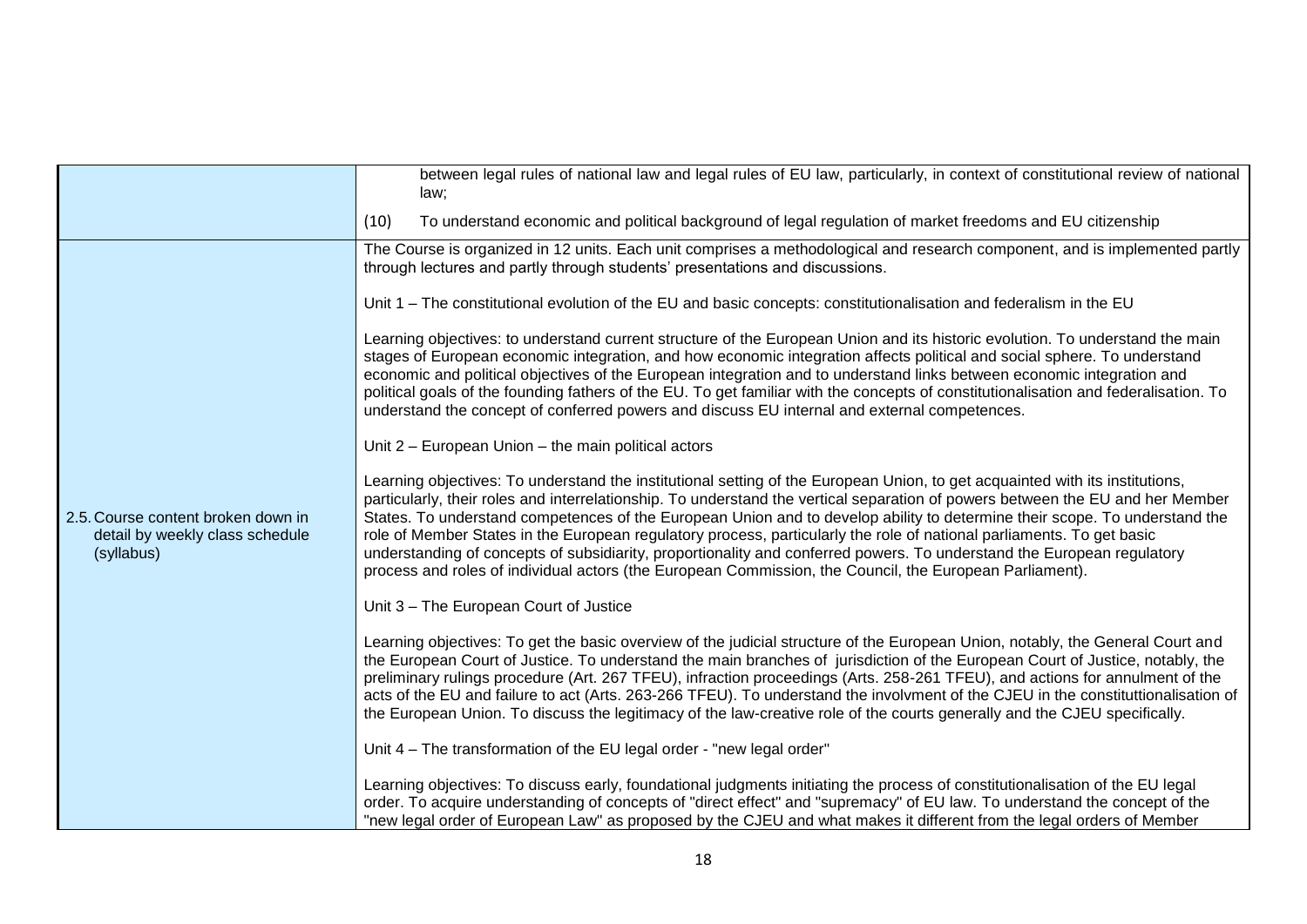| | |
|---|---|
| | between legal rules of national law and legal rules of EU law, particularly, in context of constitutional review of national law;<br><br>(10) To understand economic and political background of legal regulation of market freedoms and EU citizenship |
| 2.5. Course content broken down in detail by weekly class schedule (syllabus) | The Course is organized in 12 units. Each unit comprises a methodological and research component, and is implemented partly through lectures and partly through students' presentations and discussions.<br><br>Unit 1 – The constitutional evolution of the EU and basic concepts: constitutionalisation and federalism in the EU<br><br>Learning objectives: to understand current structure of the European Union and its historic evolution. To understand the main stages of European economic integration, and how economic integration affects political and social sphere. To understand economic and political objectives of the European integration and to understand links between economic integration and political goals of the founding fathers of the EU. To get familiar with the concepts of constitutionalisation and federalisation. To understand the concept of conferred powers and discuss EU internal and external competences.<br><br>Unit 2 – European Union – the main political actors<br><br>Learning objectives: To understand the institutional setting of the European Union, to get acquainted with its institutions, particularly, their roles and interrelationship. To understand the vertical separation of powers between the EU and her Member States. To understand competences of the European Union and to develop ability to determine their scope. To understand the role of Member States in the European regulatory process, particularly the role of national parliaments. To get basic understanding of concepts of subsidiarity, proportionality and conferred powers. To understand the European regulatory process and roles of individual actors (the European Commission, the Council, the European Parliament).<br><br>Unit 3 – The European Court of Justice<br><br>Learning objectives: To get the basic overview of the judicial structure of the European Union, notably, the General Court and the European Court of Justice. To understand the main branches of jurisdiction of the European Court of Justice, notably, the preliminary rulings procedure (Art. 267 TFEU), infraction proceedings (Arts. 258-261 TFEU), and actions for annulment of the acts of the EU and failure to act (Arts. 263-266 TFEU). To understand the involvment of the CJEU in the constituttionalisation of the European Union. To discuss the legitimacy of the law-creative role of the courts generally and the CJEU specifically.<br><br>Unit 4 – The transformation of the EU legal order - "new legal order"<br><br>Learning objectives: To discuss early, foundational judgments initiating the process of constitutionalisation of the EU legal order. To acquire understanding of concepts of "direct effect" and "supremacy" of EU law. To understand the concept of the "new legal order of European Law" as proposed by the CJEU and what makes it different from the legal orders of Member |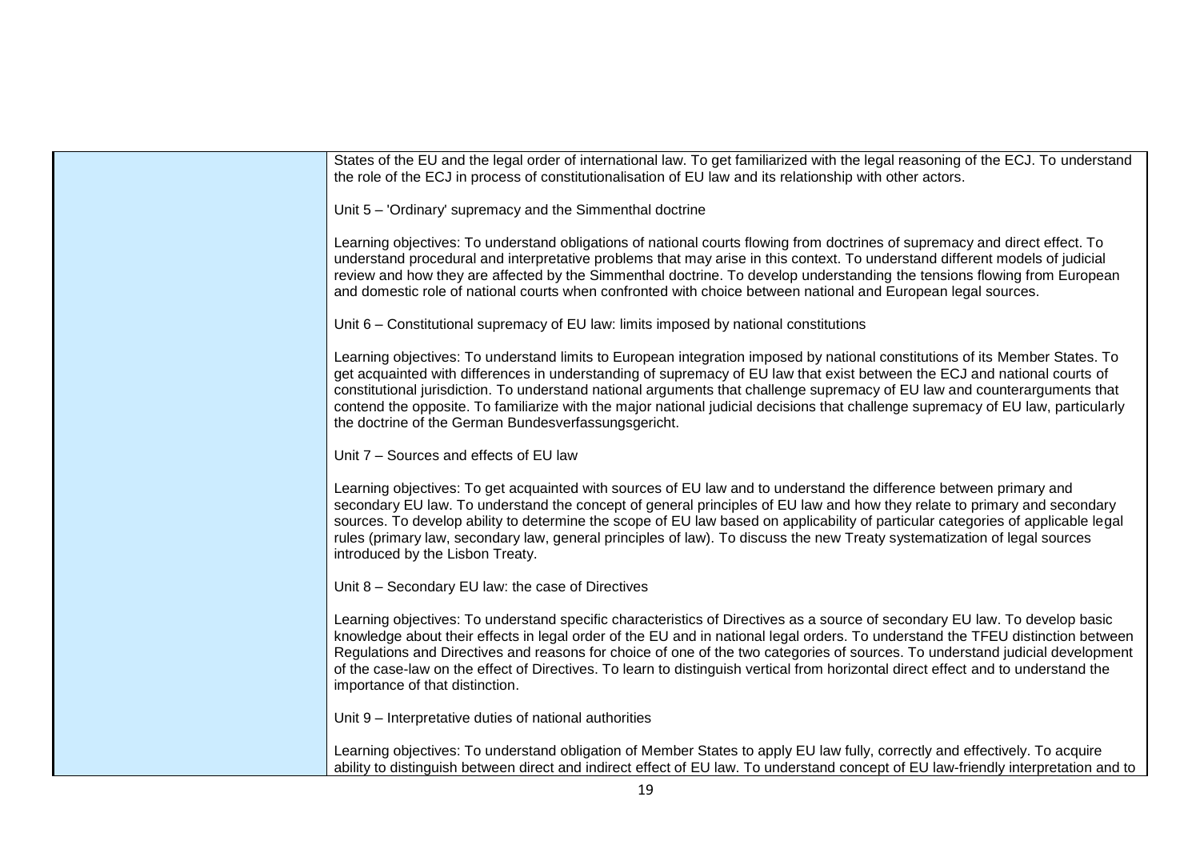States of the EU and the legal order of international law. To get familiarized with the legal reasoning of the ECJ. To understand the role of the ECJ in process of constitutionalisation of EU law and its relationship with other actors.

Unit 5 – 'Ordinary' supremacy and the Simmenthal doctrine

Learning objectives: To understand obligations of national courts flowing from doctrines of supremacy and direct effect. To understand procedural and interpretative problems that may arise in this context. To understand different models of judicial review and how they are affected by the Simmenthal doctrine. To develop understanding the tensions flowing from European and domestic role of national courts when confronted with choice between national and European legal sources.

Unit 6 – Constitutional supremacy of EU law: limits imposed by national constitutions

Learning objectives: To understand limits to European integration imposed by national constitutions of its Member States. To get acquainted with differences in understanding of supremacy of EU law that exist between the ECJ and national courts of constitutional jurisdiction. To understand national arguments that challenge supremacy of EU law and counterarguments that contend the opposite. To familiarize with the major national judicial decisions that challenge supremacy of EU law, particularly the doctrine of the German Bundesverfassungsgericht.

Unit 7 – Sources and effects of EU law

Learning objectives: To get acquainted with sources of EU law and to understand the difference between primary and secondary EU law. To understand the concept of general principles of EU law and how they relate to primary and secondary sources. To develop ability to determine the scope of EU law based on applicability of particular categories of applicable legal rules (primary law, secondary law, general principles of law). To discuss the new Treaty systematization of legal sources introduced by the Lisbon Treaty.

Unit 8 – Secondary EU law: the case of Directives

Learning objectives: To understand specific characteristics of Directives as a source of secondary EU law. To develop basic knowledge about their effects in legal order of the EU and in national legal orders. To understand the TFEU distinction between Regulations and Directives and reasons for choice of one of the two categories of sources. To understand judicial development of the case-law on the effect of Directives. To learn to distinguish vertical from horizontal direct effect and to understand the importance of that distinction.

Unit 9 – Interpretative duties of national authorities

Learning objectives: To understand obligation of Member States to apply EU law fully, correctly and effectively. To acquire ability to distinguish between direct and indirect effect of EU law. To understand concept of EU law-friendly interpretation and to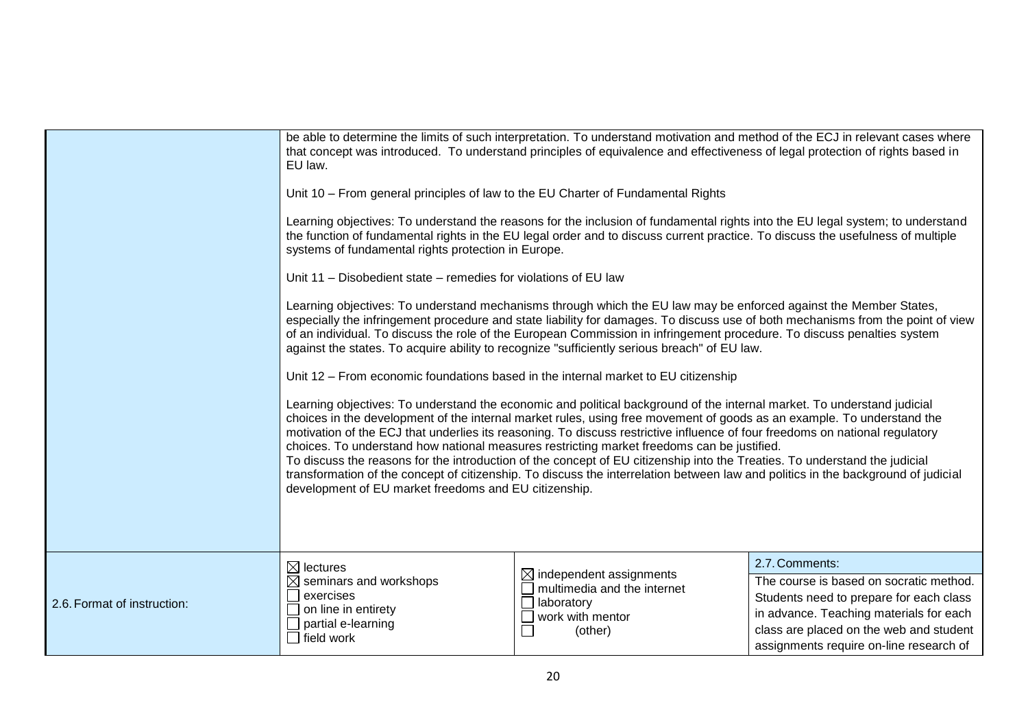| | | | |
|---|---|---|---|
| | be able to determine the limits of such interpretation. To understand motivation and method of the ECJ in relevant cases where that concept was introduced. To understand principles of equivalence and effectiveness of legal protection of rights based in EU law.<br><br>Unit 10 – From general principles of law to the EU Charter of Fundamental Rights<br><br>Learning objectives: To understand the reasons for the inclusion of fundamental rights into the EU legal system; to understand the function of fundamental rights in the EU legal order and to discuss current practice. To discuss the usefulness of multiple systems of fundamental rights protection in Europe.<br><br>Unit 11 – Disobedient state – remedies for violations of EU law<br><br>Learning objectives: To understand mechanisms through which the EU law may be enforced against the Member States, especially the infringement procedure and state liability for damages. To discuss use of both mechanisms from the point of view of an individual. To discuss the role of the European Commission in infringement procedure. To discuss penalties system against the states. To acquire ability to recognize "sufficiently serious breach" of EU law.<br><br>Unit 12 – From economic foundations based in the internal market to EU citizenship<br><br>Learning objectives: To understand the economic and political background of the internal market. To understand judicial choices in the development of the internal market rules, using free movement of goods as an example. To understand the motivation of the ECJ that underlies its reasoning. To discuss restrictive influence of four freedoms on national regulatory choices. To understand how national measures restricting market freedoms can be justified.<br>To discuss the reasons for the introduction of the concept of EU citizenship into the Treaties. To understand the judicial transformation of the concept of citizenship. To discuss the interrelation between law and politics in the background of judicial development of EU market freedoms and EU citizenship. | | |
| 2.6. Format of instruction: | ☒ lectures<br>☒ seminars and workshops<br>☐ exercises<br>☐ on line in entirety<br>☐ partial e-learning<br>☐ field work | ☒ independent assignments<br>☐ multimedia and the internet<br>☐ laboratory<br>☐ work with mentor<br>☐ (other) | 2.7. Comments:<br>The course is based on socratic method. Students need to prepare for each class in advance. Teaching materials for each class are placed on the web and student assignments require on-line research of |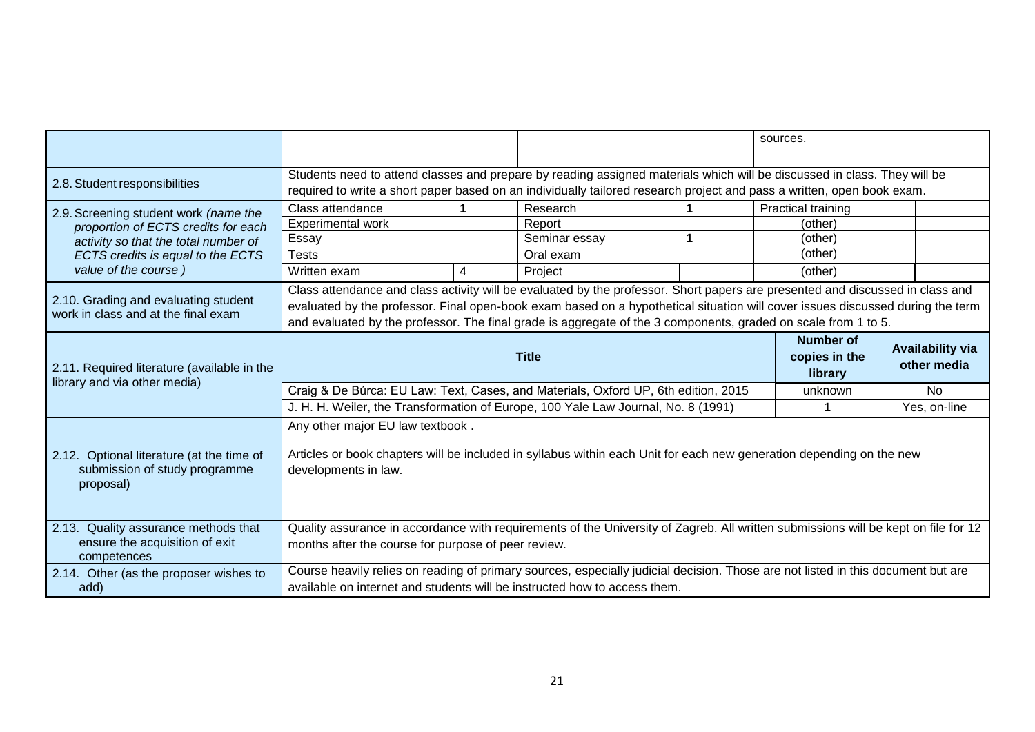| | | | | | | | |
|---|---|---|---|---|---|---|---|
| | | | | | sources. | | |
| 2.8. Student responsibilities | Students need to attend classes and prepare by reading assigned materials which will be discussed in class. They will be required to write a short paper based on an individually tailored research project and pass a written, open book exam. | | | | | | |
| 2.9. Screening student work *(name the proportion of ECTS credits for each activity so that the total number of ECTS credits is equal to the ECTS value of the course )* | Class attendance | **1** | Research | **1** | Practical training | | |
| | Experimental work | | Report | | (other) | | |
| | Essay | | Seminar essay | **1** | (other) | | |
| | Tests | | Oral exam | | (other) | | |
| | Written exam | 4 | Project | | (other) | | |
| 2.10. Grading and evaluating student work in class and at the final exam | Class attendance and class activity will be evaluated by the professor. Short papers are presented and discussed in class and evaluated by the professor. Final open-book exam based on a hypothetical situation will cover issues discussed during the term and evaluated by the professor. The final grade is aggregate of the 3 components, graded on scale from 1 to 5. | | | | | | |
| 2.11. Required literature (available in the library and via other media) | **Title** | | | | | **Number of copies in the library** | **Availability via other media** |
| | Craig & De Búrca: EU Law: Text, Cases, and Materials, Oxford UP, 6th edition, 2015 | | | | | unknown | No |
| | J. H. H. Weiler, the Transformation of Europe, 100 Yale Law Journal, No. 8 (1991) | | | | | 1 | Yes, on-line |
| 2.12. Optional literature (at the time of submission of study programme proposal) | Any other major EU law textbook .<br><br>Articles or book chapters will be included in syllabus within each Unit for each new generation depending on the new developments in law. | | | | | | |
| 2.13. Quality assurance methods that ensure the acquisition of exit competences | Quality assurance in accordance with requirements of the University of Zagreb. All written submissions will be kept on file for 12 months after the course for purpose of peer review. | | | | | | |
| 2.14. Other (as the proposer wishes to add) | Course heavily relies on reading of primary sources, especially judicial decision. Those are not listed in this document but are available on internet and students will be instructed how to access them. | | | | | | |